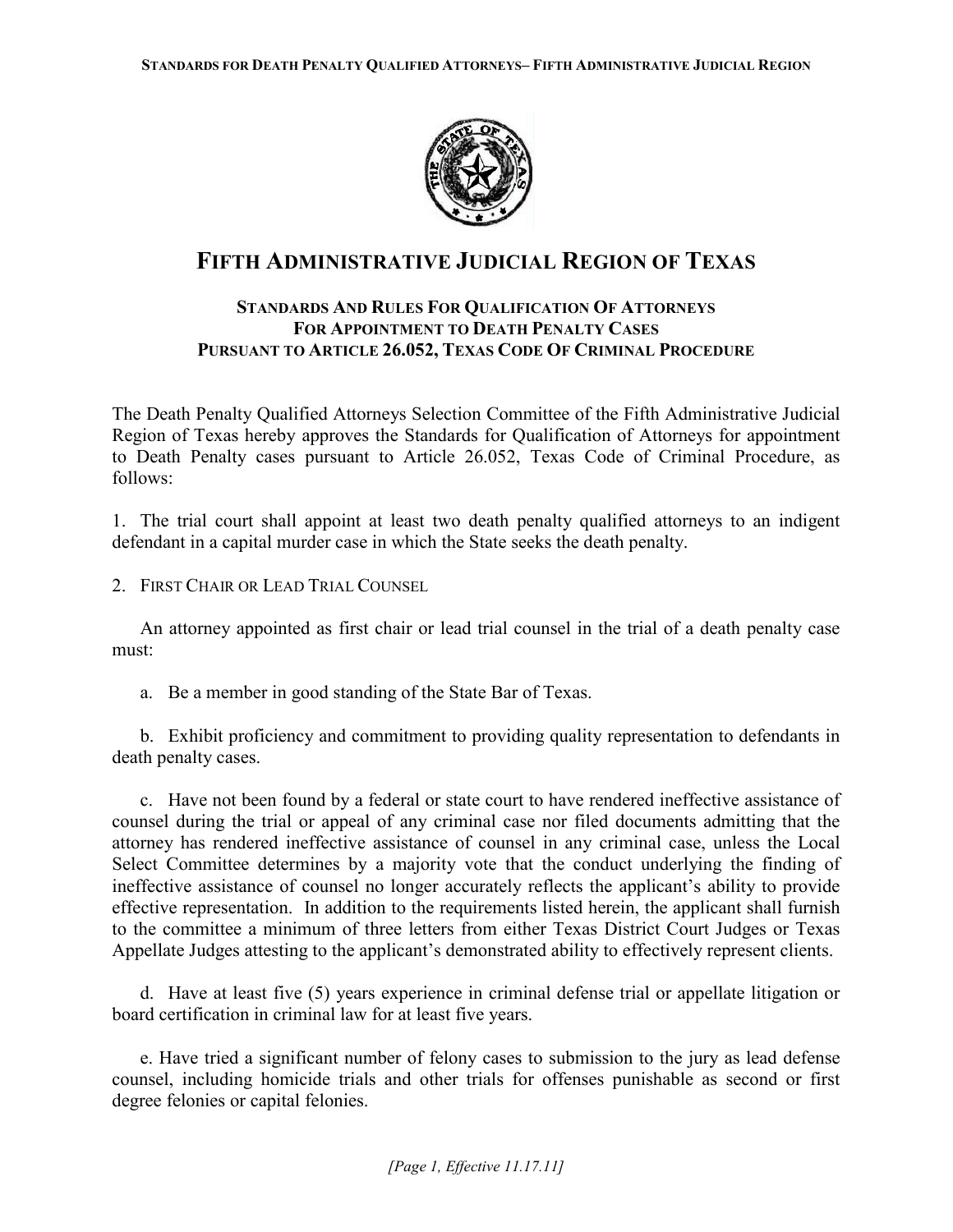# FIFTH ADMINISTRATIVE JUDICIAL REGION OF TEXAS

## STANDARDS AND RULES FOR QUALIFICATION OF ATTORNEYS FOR APPOINTMENT TO DEATH PENALTY CASES PURSUANT TO ARTICLE 26.052, TEXAS CODE OF CRIMINAL PROCEDURE

The Death Penalty Qualified Attorneys Selection Committee of the Fifth Administrative Judicial Region of Texas hereby approves the Standards for Qualification of Attorneys for appointment to Death Penalty cases pursuant to Article 26.052, Texas Code of Criminal Procedure, as follows:

1. The trial court shall appoint at least two death penalty qualified attorneys to an indigent defendant in a capital murder case in which the State seeks the death penalty.

2. FIRST CHAIR OR LEAD TRIAL COUNSEL

An attorney appointed as first chair or lead trial counsel in the trial of a death penalty case must:

a. Be a member in good standing of the State Bar of Texas.

b. Exhibit proficiency and commitment to providing quality representation to defendants in death penalty cases.

c. Have not been found by a federal or state court to have rendered ineffective assistance of counsel during the trial or appeal of any criminal case nor filed documents admitting that the attorney has rendered ineffective assistance of counsel in any criminal case, unless the Local Select Committee determines by a majority vote that the conduct underlying the finding of ineffective assistance of counsel no longer accurately reflects the applicant's ability to provide effective representation. In addition to the requirements listed herein, the applicant shall furnish to the committee a minimum of three letters from either Texas District Court Judges or Texas Appellate Judges attesting to the applicant's demonstrated ability to effectively represent clients.

d. Have at least five (5) years experience in criminal defense trial or appellate litigation or board certification in criminal law for at least five years.

e. Have tried a significant number of felony cases to submission to the jury as lead defense counsel, including homicide trials and other trials for offenses punishable as second or first degree felonies or capital felonies.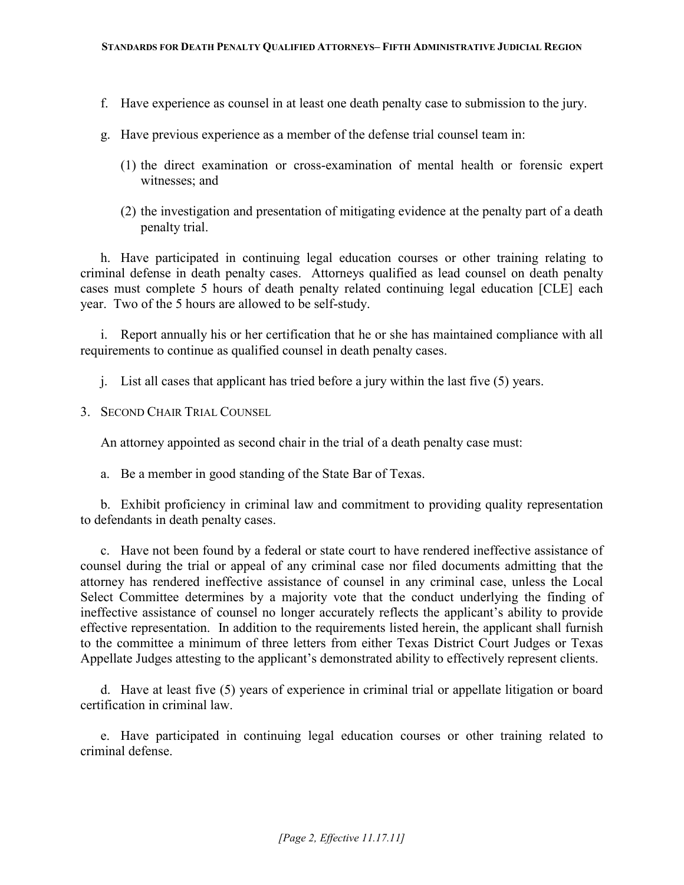f. Have experience as counsel in at least one death penalty case to submission to the jury.

g. Have previous experience as a member of the defense trial counsel team in:

(1) the direct examination or cross-examination of mental health or forensic expert witnesses; and

(2) the investigation and presentation of mitigating evidence at the penalty part of a death penalty trial.

h. Have participated in continuing legal education courses or other training relating to criminal defense in death penalty cases. Attorneys qualified as lead counsel on death penalty cases must complete 5 hours of death penalty related continuing legal education [CLE] each year. Two of the 5 hours are allowed to be self-study.

i. Report annually his or her certification that he or she has maintained compliance with all requirements to continue as qualified counsel in death penalty cases.

j. List all cases that applicant has tried before a jury within the last five (5) years.

## 3. Second Chair Trial Counsel

An attorney appointed as second chair in the trial of a death penalty case must:

a. Be a member in good standing of the State Bar of Texas.

b. Exhibit proficiency in criminal law and commitment to providing quality representation to defendants in death penalty cases.

c. Have not been found by a federal or state court to have rendered ineffective assistance of counsel during the trial or appeal of any criminal case nor filed documents admitting that the attorney has rendered ineffective assistance of counsel in any criminal case, unless the Local Select Committee determines by a majority vote that the conduct underlying the finding of ineffective assistance of counsel no longer accurately reflects the applicant's ability to provide effective representation. In addition to the requirements listed herein, the applicant shall furnish to the committee a minimum of three letters from either Texas District Court Judges or Texas Appellate Judges attesting to the applicant's demonstrated ability to effectively represent clients.

d. Have at least five (5) years of experience in criminal trial or appellate litigation or board certification in criminal law.

e. Have participated in continuing legal education courses or other training related to criminal defense.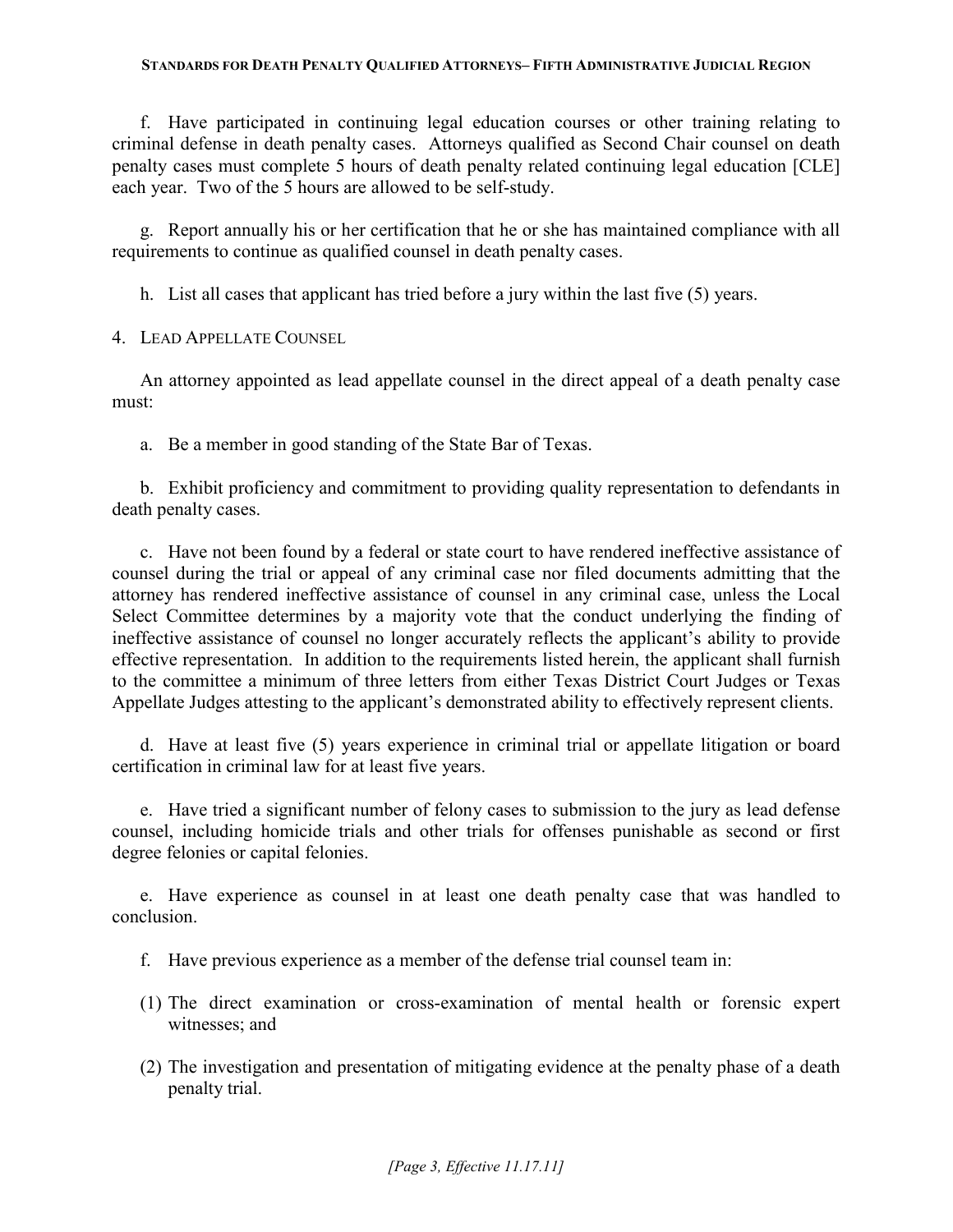f. Have participated in continuing legal education courses or other training relating to criminal defense in death penalty cases. Attorneys qualified as Second Chair counsel on death penalty cases must complete 5 hours of death penalty related continuing legal education [CLE] each year. Two of the 5 hours are allowed to be self-study.

g. Report annually his or her certification that he or she has maintained compliance with all requirements to continue as qualified counsel in death penalty cases.

h. List all cases that applicant has tried before a jury within the last five (5) years.

4. LEAD APPELLATE COUNSEL

An attorney appointed as lead appellate counsel in the direct appeal of a death penalty case must:

a. Be a member in good standing of the State Bar of Texas.

b. Exhibit proficiency and commitment to providing quality representation to defendants in death penalty cases.

c. Have not been found by a federal or state court to have rendered ineffective assistance of counsel during the trial or appeal of any criminal case nor filed documents admitting that the attorney has rendered ineffective assistance of counsel in any criminal case, unless the Local Select Committee determines by a majority vote that the conduct underlying the finding of ineffective assistance of counsel no longer accurately reflects the applicant's ability to provide effective representation. In addition to the requirements listed herein, the applicant shall furnish to the committee a minimum of three letters from either Texas District Court Judges or Texas Appellate Judges attesting to the applicant's demonstrated ability to effectively represent clients.

d. Have at least five (5) years experience in criminal trial or appellate litigation or board certification in criminal law for at least five years.

e. Have tried a significant number of felony cases to submission to the jury as lead defense counsel, including homicide trials and other trials for offenses punishable as second or first degree felonies or capital felonies.

e. Have experience as counsel in at least one death penalty case that was handled to conclusion.

f. Have previous experience as a member of the defense trial counsel team in:

(1) The direct examination or cross-examination of mental health or forensic expert witnesses; and

(2) The investigation and presentation of mitigating evidence at the penalty phase of a death penalty trial.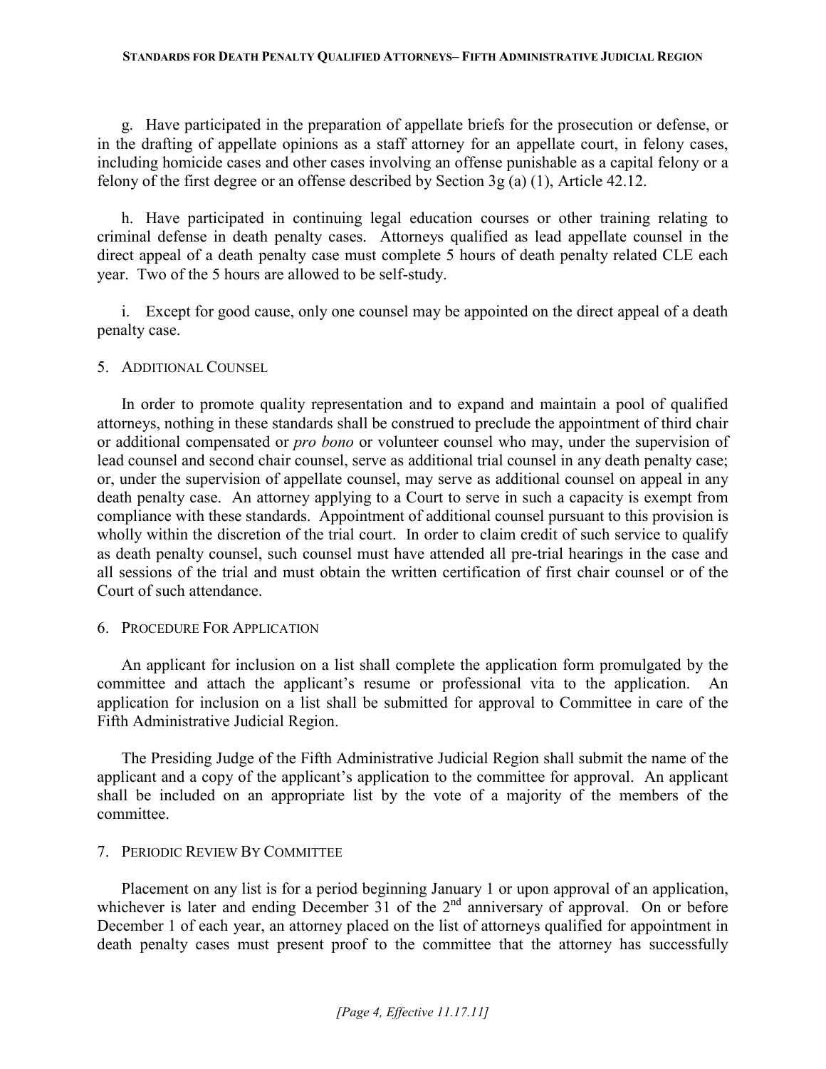g. Have participated in the preparation of appellate briefs for the prosecution or defense, or in the drafting of appellate opinions as a staff attorney for an appellate court, in felony cases, including homicide cases and other cases involving an offense punishable as a capital felony or a felony of the first degree or an offense described by Section 3g (a) (1), Article 42.12.

h. Have participated in continuing legal education courses or other training relating to criminal defense in death penalty cases. Attorneys qualified as lead appellate counsel in the direct appeal of a death penalty case must complete 5 hours of death penalty related CLE each year. Two of the 5 hours are allowed to be self-study.

i. Except for good cause, only one counsel may be appointed on the direct appeal of a death penalty case.

## 5. Additional Counsel

In order to promote quality representation and to expand and maintain a pool of qualified attorneys, nothing in these standards shall be construed to preclude the appointment of third chair or additional compensated or *pro bono* or volunteer counsel who may, under the supervision of lead counsel and second chair counsel, serve as additional trial counsel in any death penalty case; or, under the supervision of appellate counsel, may serve as additional counsel on appeal in any death penalty case. An attorney applying to a Court to serve in such a capacity is exempt from compliance with these standards. Appointment of additional counsel pursuant to this provision is wholly within the discretion of the trial court. In order to claim credit of such service to qualify as death penalty counsel, such counsel must have attended all pre-trial hearings in the case and all sessions of the trial and must obtain the written certification of first chair counsel or of the Court of such attendance.

## 6. Procedure For Application

An applicant for inclusion on a list shall complete the application form promulgated by the committee and attach the applicant's resume or professional vita to the application. An application for inclusion on a list shall be submitted for approval to Committee in care of the Fifth Administrative Judicial Region.

The Presiding Judge of the Fifth Administrative Judicial Region shall submit the name of the applicant and a copy of the applicant's application to the committee for approval. An applicant shall be included on an appropriate list by the vote of a majority of the members of the committee.

## 7. Periodic Review By Committee

Placement on any list is for a period beginning January 1 or upon approval of an application, whichever is later and ending December 31 of the 2nd anniversary of approval. On or before December 1 of each year, an attorney placed on the list of attorneys qualified for appointment in death penalty cases must present proof to the committee that the attorney has successfully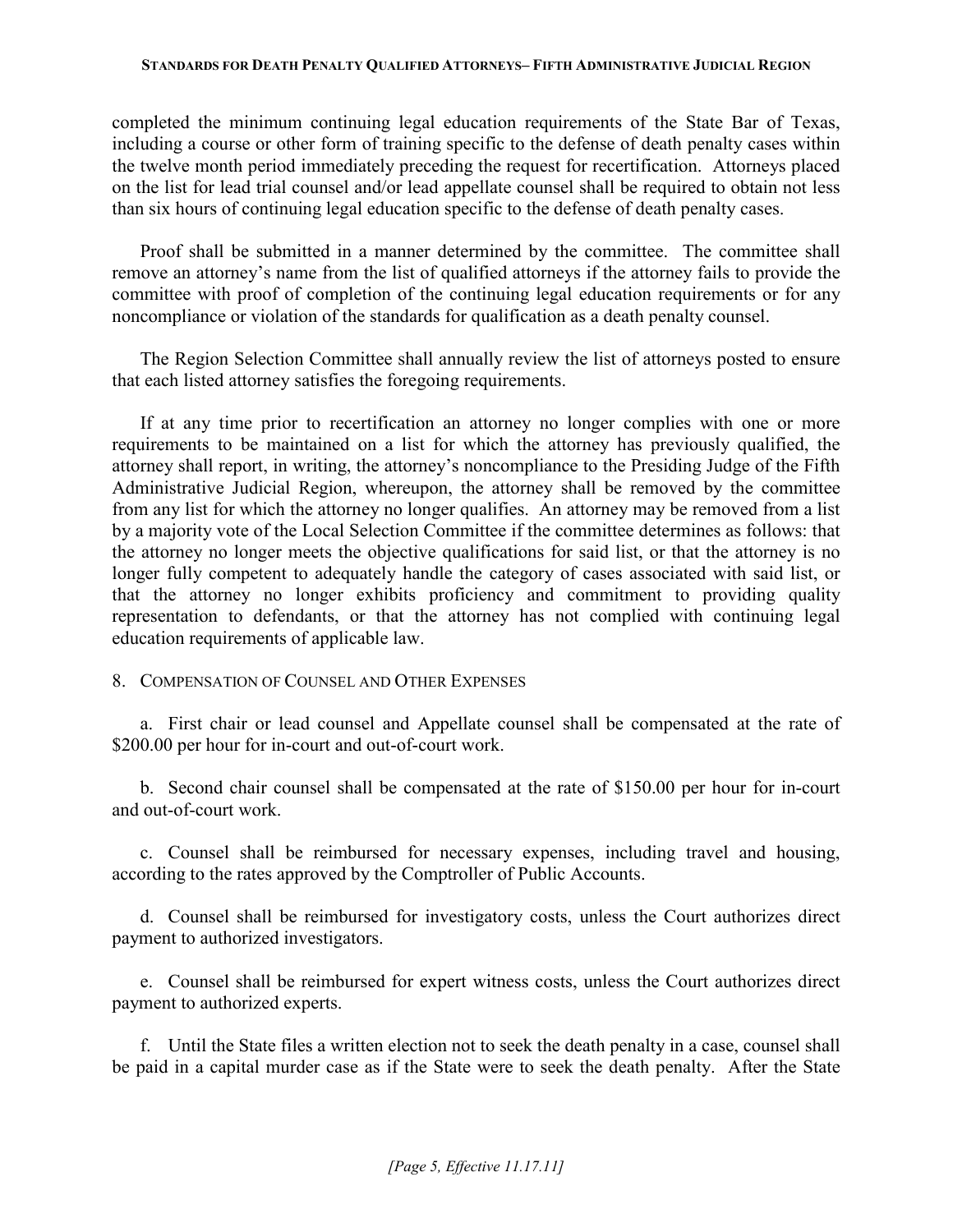completed the minimum continuing legal education requirements of the State Bar of Texas, including a course or other form of training specific to the defense of death penalty cases within the twelve month period immediately preceding the request for recertification. Attorneys placed on the list for lead trial counsel and/or lead appellate counsel shall be required to obtain not less than six hours of continuing legal education specific to the defense of death penalty cases.

Proof shall be submitted in a manner determined by the committee. The committee shall remove an attorney's name from the list of qualified attorneys if the attorney fails to provide the committee with proof of completion of the continuing legal education requirements or for any noncompliance or violation of the standards for qualification as a death penalty counsel.

The Region Selection Committee shall annually review the list of attorneys posted to ensure that each listed attorney satisfies the foregoing requirements.

If at any time prior to recertification an attorney no longer complies with one or more requirements to be maintained on a list for which the attorney has previously qualified, the attorney shall report, in writing, the attorney's noncompliance to the Presiding Judge of the Fifth Administrative Judicial Region, whereupon, the attorney shall be removed by the committee from any list for which the attorney no longer qualifies. An attorney may be removed from a list by a majority vote of the Local Selection Committee if the committee determines as follows: that the attorney no longer meets the objective qualifications for said list, or that the attorney is no longer fully competent to adequately handle the category of cases associated with said list, or that the attorney no longer exhibits proficiency and commitment to providing quality representation to defendants, or that the attorney has not complied with continuing legal education requirements of applicable law.

## 8. Compensation of Counsel and Other Expenses

a. First chair or lead counsel and Appellate counsel shall be compensated at the rate of $200.00 per hour for in-court and out-of-court work.

b. Second chair counsel shall be compensated at the rate of $150.00 per hour for in-court and out-of-court work.

c. Counsel shall be reimbursed for necessary expenses, including travel and housing, according to the rates approved by the Comptroller of Public Accounts.

d. Counsel shall be reimbursed for investigatory costs, unless the Court authorizes direct payment to authorized investigators.

e. Counsel shall be reimbursed for expert witness costs, unless the Court authorizes direct payment to authorized experts.

f. Until the State files a written election not to seek the death penalty in a case, counsel shall be paid in a capital murder case as if the State were to seek the death penalty. After the State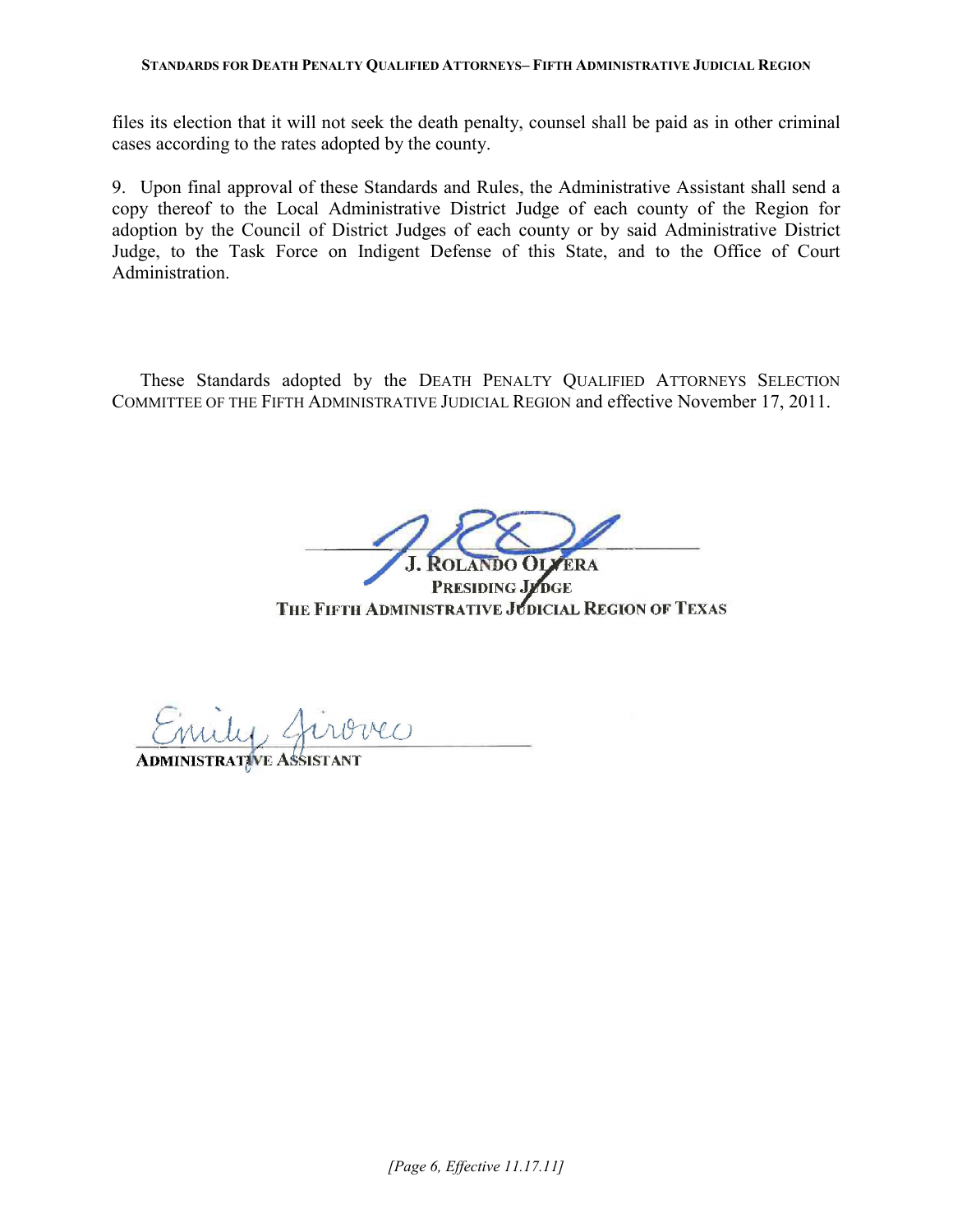files its election that it will not seek the death penalty, counsel shall be paid as in other criminal cases according to the rates adopted by the county.

9. Upon final approval of these Standards and Rules, the Administrative Assistant shall send a copy thereof to the Local Administrative District Judge of each county of the Region for adoption by the Council of District Judges of each county or by said Administrative District Judge, to the Task Force on Indigent Defense of this State, and to the Office of Court Administration.

These Standards adopted by the DEATH PENALTY QUALIFIED ATTORNEYS SELECTION COMMITTEE OF THE FIFTH ADMINISTRATIVE JUDICIAL REGION and effective November 17, 2011.

J. ROLANDO OLVERA
PRESIDING JUDGE
THE FIFTH ADMINISTRATIVE JUDICIAL REGION OF TEXAS

Emily Jiroveo
ADMINISTRATIVE ASSISTANT